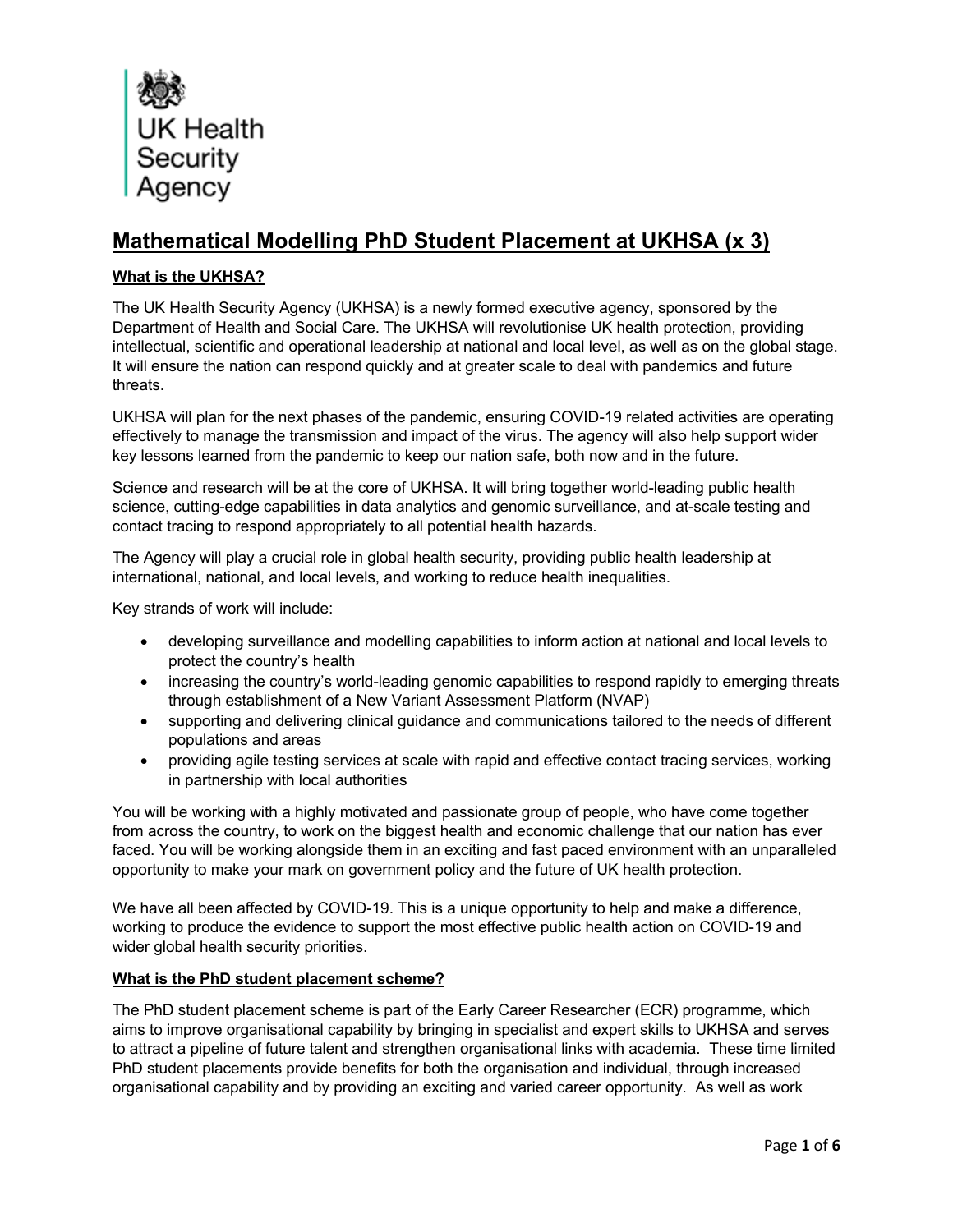UK Health Security Agency

# Mathematical Modelling PhD Student Placement at UKHSA (x 3)

## What is the UKHSA?

The UK Health Security Agency (UKHSA) is a newly formed executive agency, sponsored by the Department of Health and Social Care. The UKHSA will revolutionise UK health protection, providing intellectual, scientific and operational leadership at national and local level, as well as on the global stage. It will ensure the nation can respond quickly and at greater scale to deal with pandemics and future threats.

UKHSA will plan for the next phases of the pandemic, ensuring COVID-19 related activities are operating effectively to manage the transmission and impact of the virus. The agency will also help support wider key lessons learned from the pandemic to keep our nation safe, both now and in the future.

Science and research will be at the core of UKHSA. It will bring together world-leading public health science, cutting-edge capabilities in data analytics and genomic surveillance, and at-scale testing and contact tracing to respond appropriately to all potential health hazards.

The Agency will play a crucial role in global health security, providing public health leadership at international, national, and local levels, and working to reduce health inequalities.

Key strands of work will include:

- developing surveillance and modelling capabilities to inform action at national and local levels to protect the country's health
- increasing the country's world-leading genomic capabilities to respond rapidly to emerging threats through establishment of a New Variant Assessment Platform (NVAP)
- supporting and delivering clinical guidance and communications tailored to the needs of different populations and areas
- providing agile testing services at scale with rapid and effective contact tracing services, working in partnership with local authorities

You will be working with a highly motivated and passionate group of people, who have come together from across the country, to work on the biggest health and economic challenge that our nation has ever faced. You will be working alongside them in an exciting and fast paced environment with an unparalleled opportunity to make your mark on government policy and the future of UK health protection.

We have all been affected by COVID-19. This is a unique opportunity to help and make a difference, working to produce the evidence to support the most effective public health action on COVID-19 and wider global health security priorities.

## What is the PhD student placement scheme?

The PhD student placement scheme is part of the Early Career Researcher (ECR) programme, which aims to improve organisational capability by bringing in specialist and expert skills to UKHSA and serves to attract a pipeline of future talent and strengthen organisational links with academia. These time limited PhD student placements provide benefits for both the organisation and individual, through increased organisational capability and by providing an exciting and varied career opportunity. As well as work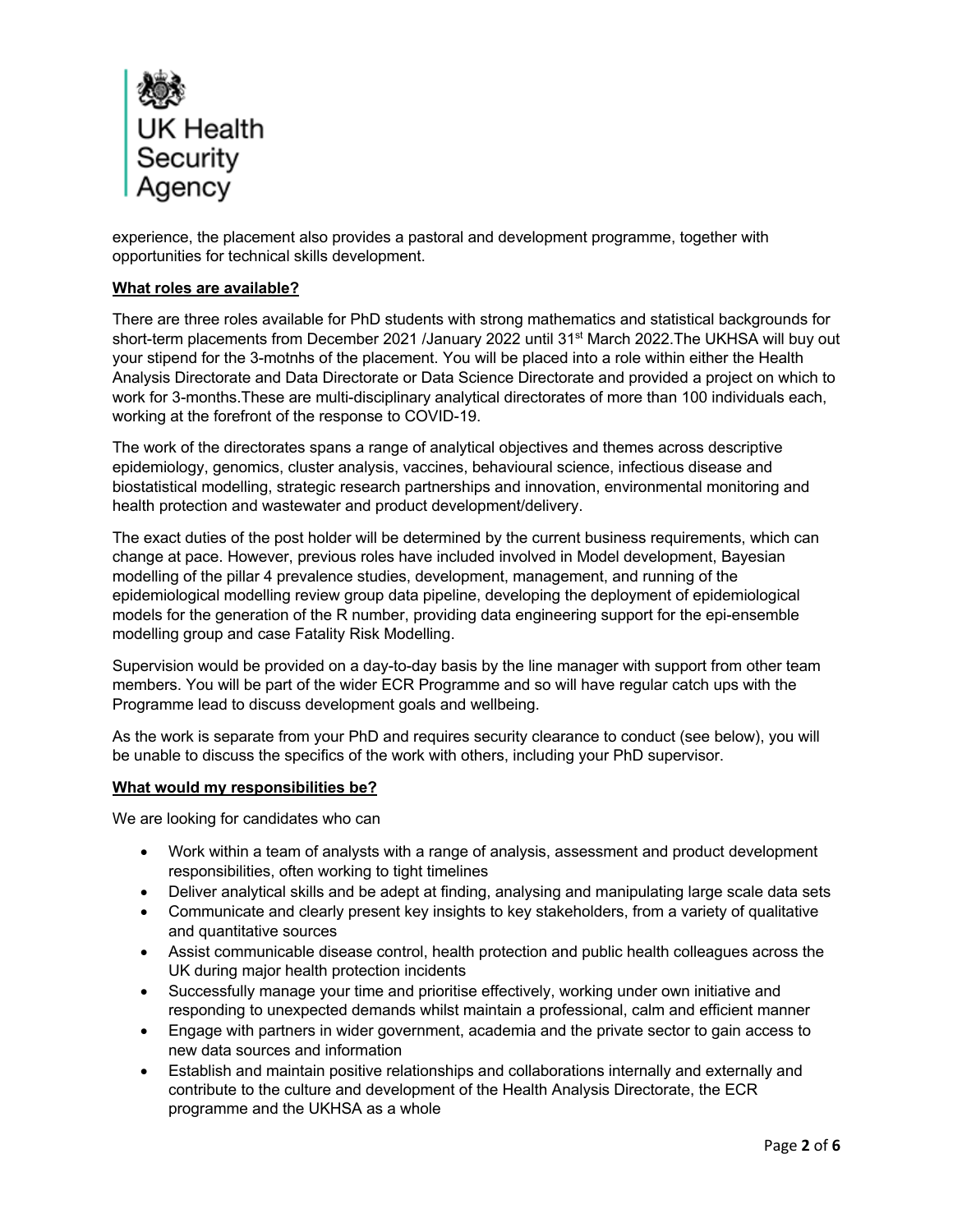experience, the placement also provides a pastoral and development programme, together with opportunities for technical skills development.

**What roles are available?**

There are three roles available for PhD students with strong mathematics and statistical backgrounds for short-term placements from December 2021 /January 2022 until 31st March 2022.The UKHSA will buy out your stipend for the 3-motnhs of the placement. You will be placed into a role within either the Health Analysis Directorate and Data Directorate or Data Science Directorate and provided a project on which to work for 3-months.These are multi-disciplinary analytical directorates of more than 100 individuals each, working at the forefront of the response to COVID-19.

The work of the directorates spans a range of analytical objectives and themes across descriptive epidemiology, genomics, cluster analysis, vaccines, behavioural science, infectious disease and biostatistical modelling, strategic research partnerships and innovation, environmental monitoring and health protection and wastewater and product development/delivery.

The exact duties of the post holder will be determined by the current business requirements, which can change at pace. However, previous roles have included involved in Model development, Bayesian modelling of the pillar 4 prevalence studies, development, management, and running of the epidemiological modelling review group data pipeline, developing the deployment of epidemiological models for the generation of the R number, providing data engineering support for the epi-ensemble modelling group and case Fatality Risk Modelling.

Supervision would be provided on a day-to-day basis by the line manager with support from other team members. You will be part of the wider ECR Programme and so will have regular catch ups with the Programme lead to discuss development goals and wellbeing.

As the work is separate from your PhD and requires security clearance to conduct (see below), you will be unable to discuss the specifics of the work with others, including your PhD supervisor.

**What would my responsibilities be?**

We are looking for candidates who can

- Work within a team of analysts with a range of analysis, assessment and product development responsibilities, often working to tight timelines
- Deliver analytical skills and be adept at finding, analysing and manipulating large scale data sets
- Communicate and clearly present key insights to key stakeholders, from a variety of qualitative and quantitative sources
- Assist communicable disease control, health protection and public health colleagues across the UK during major health protection incidents
- Successfully manage your time and prioritise effectively, working under own initiative and responding to unexpected demands whilst maintain a professional, calm and efficient manner
- Engage with partners in wider government, academia and the private sector to gain access to new data sources and information
- Establish and maintain positive relationships and collaborations internally and externally and contribute to the culture and development of the Health Analysis Directorate, the ECR programme and the UKHSA as a whole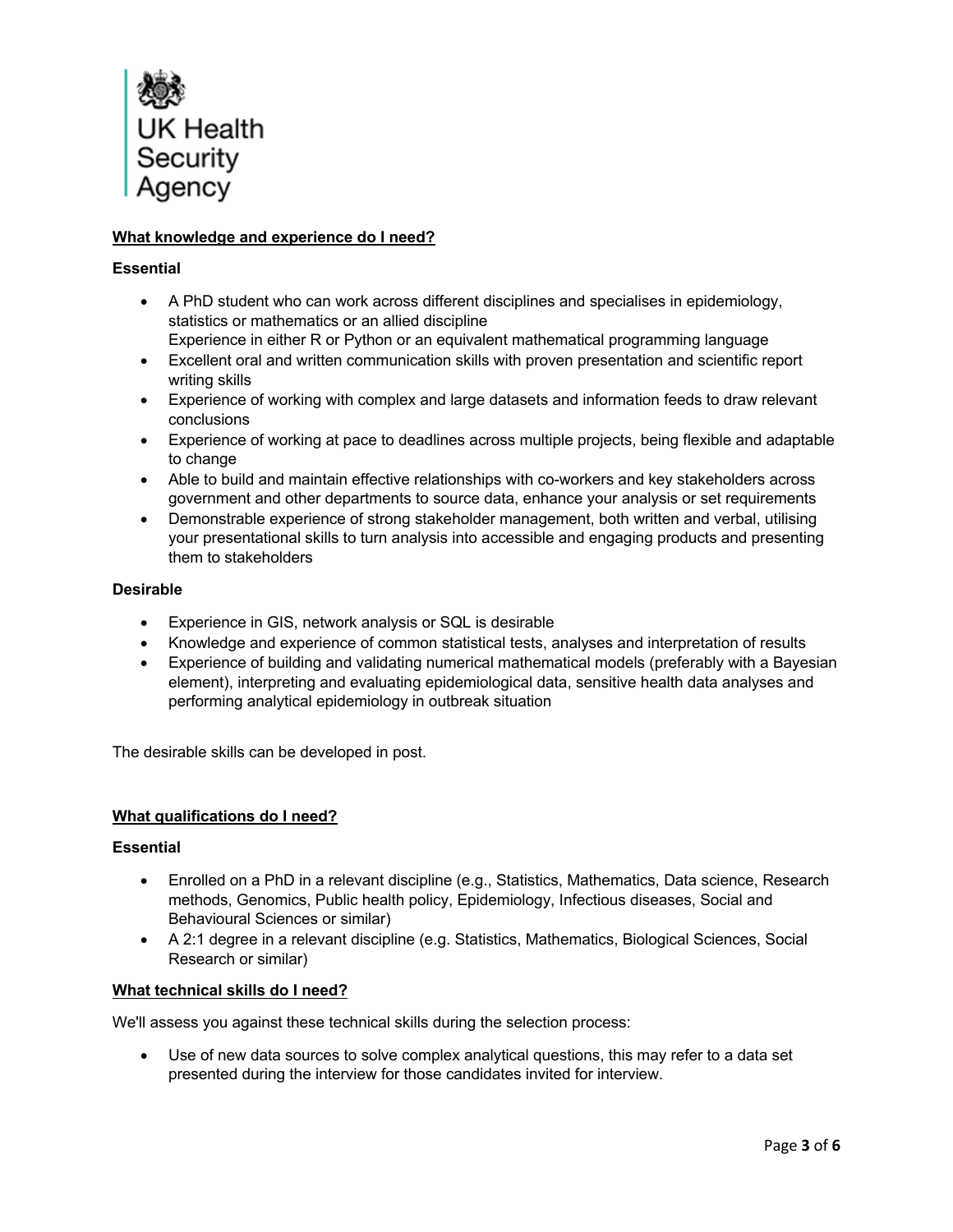**What knowledge and experience do I need?**

**Essential**

- A PhD student who can work across different disciplines and specialises in epidemiology, statistics or mathematics or an allied discipline
  Experience in either R or Python or an equivalent mathematical programming language
- Excellent oral and written communication skills with proven presentation and scientific report writing skills
- Experience of working with complex and large datasets and information feeds to draw relevant conclusions
- Experience of working at pace to deadlines across multiple projects, being flexible and adaptable to change
- Able to build and maintain effective relationships with co-workers and key stakeholders across government and other departments to source data, enhance your analysis or set requirements
- Demonstrable experience of strong stakeholder management, both written and verbal, utilising your presentational skills to turn analysis into accessible and engaging products and presenting them to stakeholders

**Desirable**

- Experience in GIS, network analysis or SQL is desirable
- Knowledge and experience of common statistical tests, analyses and interpretation of results
- Experience of building and validating numerical mathematical models (preferably with a Bayesian element), interpreting and evaluating epidemiological data, sensitive health data analyses and performing analytical epidemiology in outbreak situation

The desirable skills can be developed in post.

**What qualifications do I need?**

**Essential**

- Enrolled on a PhD in a relevant discipline (e.g., Statistics, Mathematics, Data science, Research methods, Genomics, Public health policy, Epidemiology, Infectious diseases, Social and Behavioural Sciences or similar)
- A 2:1 degree in a relevant discipline (e.g. Statistics, Mathematics, Biological Sciences, Social Research or similar)

**What technical skills do I need?**

We'll assess you against these technical skills during the selection process:

- Use of new data sources to solve complex analytical questions, this may refer to a data set presented during the interview for those candidates invited for interview.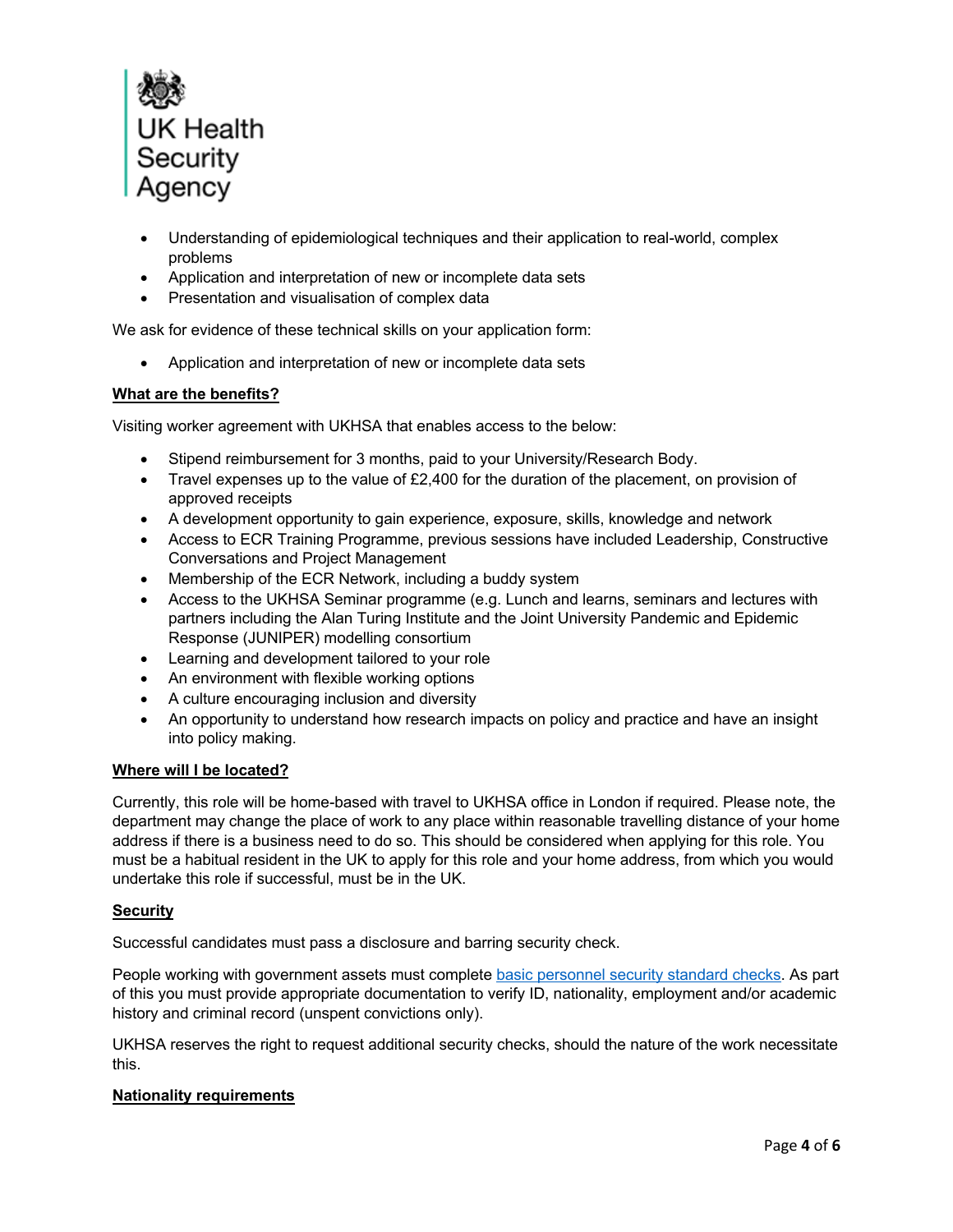- Understanding of epidemiological techniques and their application to real-world, complex problems
- Application and interpretation of new or incomplete data sets
- Presentation and visualisation of complex data

We ask for evidence of these technical skills on your application form:

- Application and interpretation of new or incomplete data sets

## What are the benefits?

Visiting worker agreement with UKHSA that enables access to the below:

- Stipend reimbursement for 3 months, paid to your University/Research Body.
- Travel expenses up to the value of £2,400 for the duration of the placement, on provision of approved receipts
- A development opportunity to gain experience, exposure, skills, knowledge and network
- Access to ECR Training Programme, previous sessions have included Leadership, Constructive Conversations and Project Management
- Membership of the ECR Network, including a buddy system
- Access to the UKHSA Seminar programme (e.g. Lunch and learns, seminars and lectures with partners including the Alan Turing Institute and the Joint University Pandemic and Epidemic Response (JUNIPER) modelling consortium
- Learning and development tailored to your role
- An environment with flexible working options
- A culture encouraging inclusion and diversity
- An opportunity to understand how research impacts on policy and practice and have an insight into policy making.

## Where will I be located?

Currently, this role will be home-based with travel to UKHSA office in London if required. Please note, the department may change the place of work to any place within reasonable travelling distance of your home address if there is a business need to do so. This should be considered when applying for this role. You must be a habitual resident in the UK to apply for this role and your home address, from which you would undertake this role if successful, must be in the UK.

## Security

Successful candidates must pass a disclosure and barring security check.

People working with government assets must complete basic personnel security standard checks. As part of this you must provide appropriate documentation to verify ID, nationality, employment and/or academic history and criminal record (unspent convictions only).

UKHSA reserves the right to request additional security checks, should the nature of the work necessitate this.

## Nationality requirements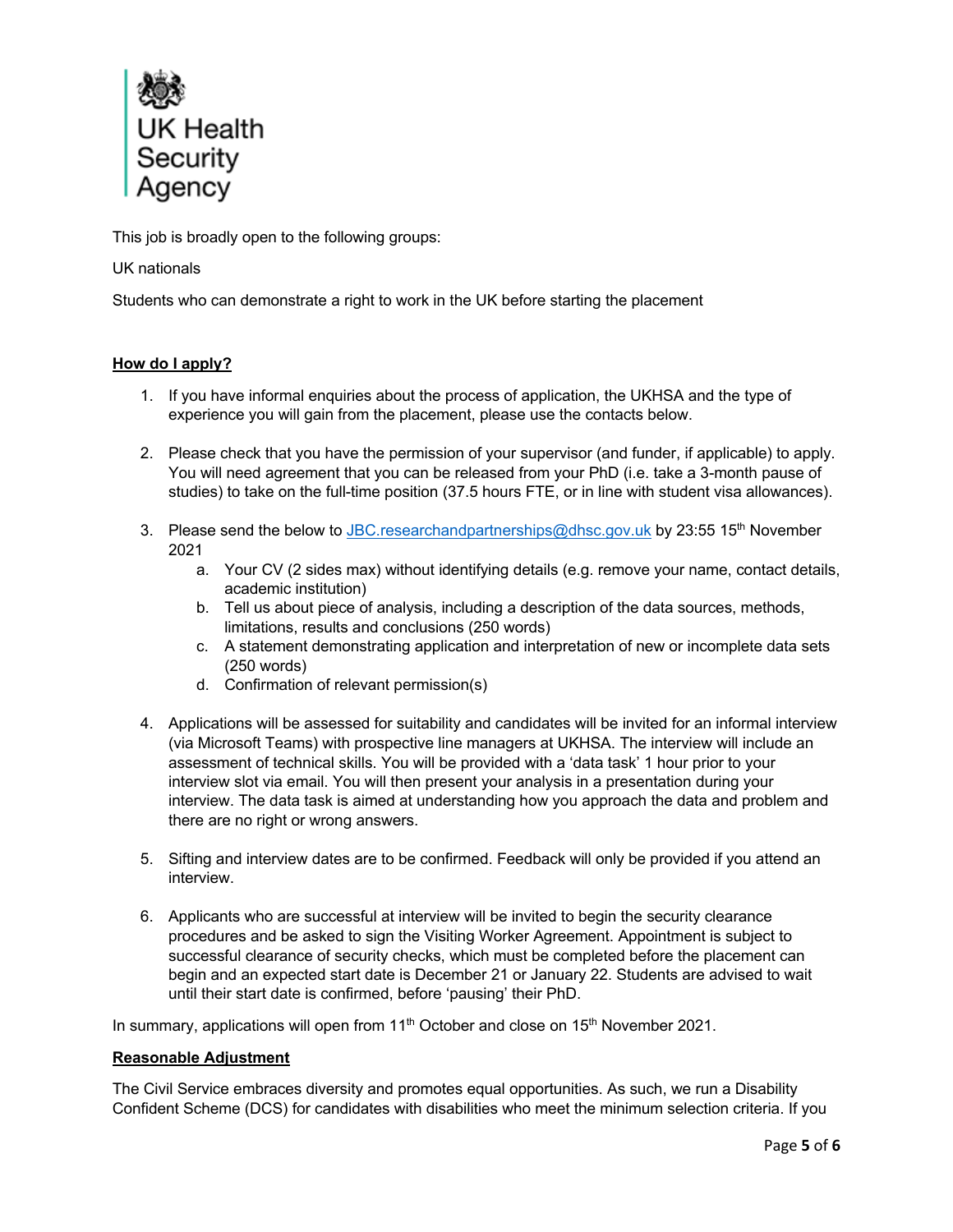This job is broadly open to the following groups:

UK nationals

Students who can demonstrate a right to work in the UK before starting the placement

**How do I apply?**

1. If you have informal enquiries about the process of application, the UKHSA and the type of experience you will gain from the placement, please use the contacts below.

2. Please check that you have the permission of your supervisor (and funder, if applicable) to apply. You will need agreement that you can be released from your PhD (i.e. take a 3-month pause of studies) to take on the full-time position (37.5 hours FTE, or in line with student visa allowances).

3. Please send the below to JBC.researchandpartnerships@dhsc.gov.uk by 23:55 15th November 2021
   a. Your CV (2 sides max) without identifying details (e.g. remove your name, contact details, academic institution)
   b. Tell us about piece of analysis, including a description of the data sources, methods, limitations, results and conclusions (250 words)
   c. A statement demonstrating application and interpretation of new or incomplete data sets (250 words)
   d. Confirmation of relevant permission(s)

4. Applications will be assessed for suitability and candidates will be invited for an informal interview (via Microsoft Teams) with prospective line managers at UKHSA. The interview will include an assessment of technical skills. You will be provided with a 'data task' 1 hour prior to your interview slot via email. You will then present your analysis in a presentation during your interview. The data task is aimed at understanding how you approach the data and problem and there are no right or wrong answers.

5. Sifting and interview dates are to be confirmed. Feedback will only be provided if you attend an interview.

6. Applicants who are successful at interview will be invited to begin the security clearance procedures and be asked to sign the Visiting Worker Agreement. Appointment is subject to successful clearance of security checks, which must be completed before the placement can begin and an expected start date is December 21 or January 22. Students are advised to wait until their start date is confirmed, before 'pausing' their PhD.

In summary, applications will open from 11th October and close on 15th November 2021.

**Reasonable Adjustment**

The Civil Service embraces diversity and promotes equal opportunities. As such, we run a Disability Confident Scheme (DCS) for candidates with disabilities who meet the minimum selection criteria. If you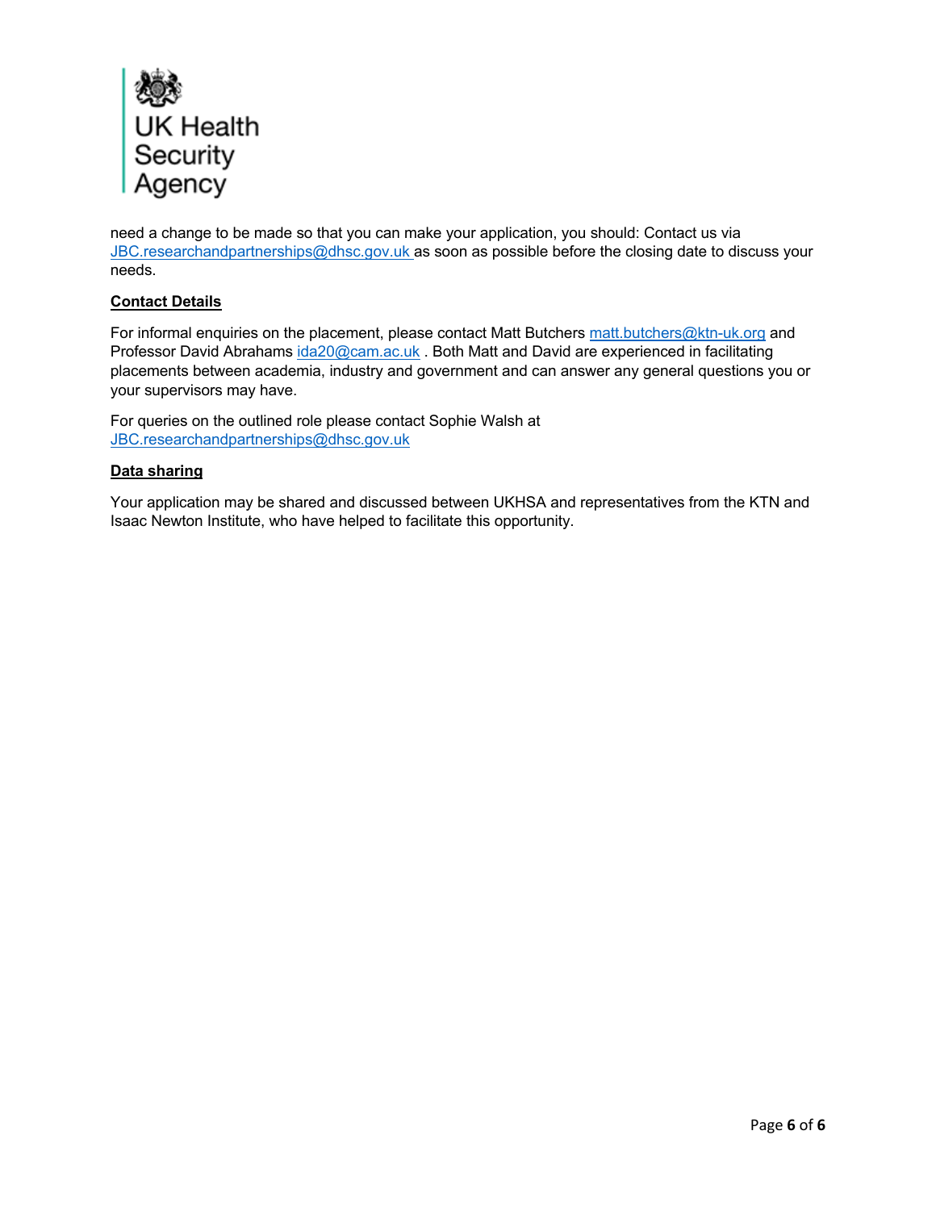need a change to be made so that you can make your application, you should: Contact us via JBC.researchandpartnerships@dhsc.gov.uk as soon as possible before the closing date to discuss your needs.

**Contact Details**

For informal enquiries on the placement, please contact Matt Butchers matt.butchers@ktn-uk.org and Professor David Abrahams ida20@cam.ac.uk . Both Matt and David are experienced in facilitating placements between academia, industry and government and can answer any general questions you or your supervisors may have.

For queries on the outlined role please contact Sophie Walsh at JBC.researchandpartnerships@dhsc.gov.uk

**Data sharing**

Your application may be shared and discussed between UKHSA and representatives from the KTN and Isaac Newton Institute, who have helped to facilitate this opportunity.